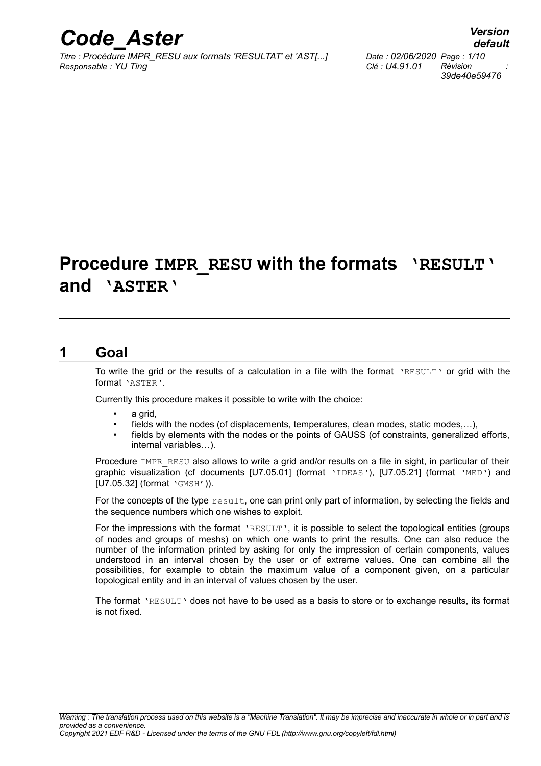# Procedure IMPR_RESU with the formats 'RESULT' and 'ASTER'

## 1 Goal

To write the grid or the results of a calculation in a file with the format 'RESULT' or grid with the format 'ASTER'.

Currently this procedure makes it possible to write with the choice:

- a grid,
- fields with the nodes (of displacements, temperatures, clean modes, static modes,…),
- fields by elements with the nodes or the points of GAUSS (of constraints, generalized efforts, internal variables…).

Procedure IMPR_RESU also allows to write a grid and/or results on a file in sight, in particular of their graphic visualization (cf documents [U7.05.01] (format 'IDEAS'), [U7.05.21] (format 'MED') and [U7.05.32] (format 'GMSH')).

For the concepts of the type result, one can print only part of information, by selecting the fields and the sequence numbers which one wishes to exploit.

For the impressions with the format 'RESULT', it is possible to select the topological entities (groups of nodes and groups of meshs) on which one wants to print the results. One can also reduce the number of the information printed by asking for only the impression of certain components, values understood in an interval chosen by the user or of extreme values. One can combine all the possibilities, for example to obtain the maximum value of a component given, on a particular topological entity and in an interval of values chosen by the user.

The format 'RESULT' does not have to be used as a basis to store or to exchange results, its format is not fixed.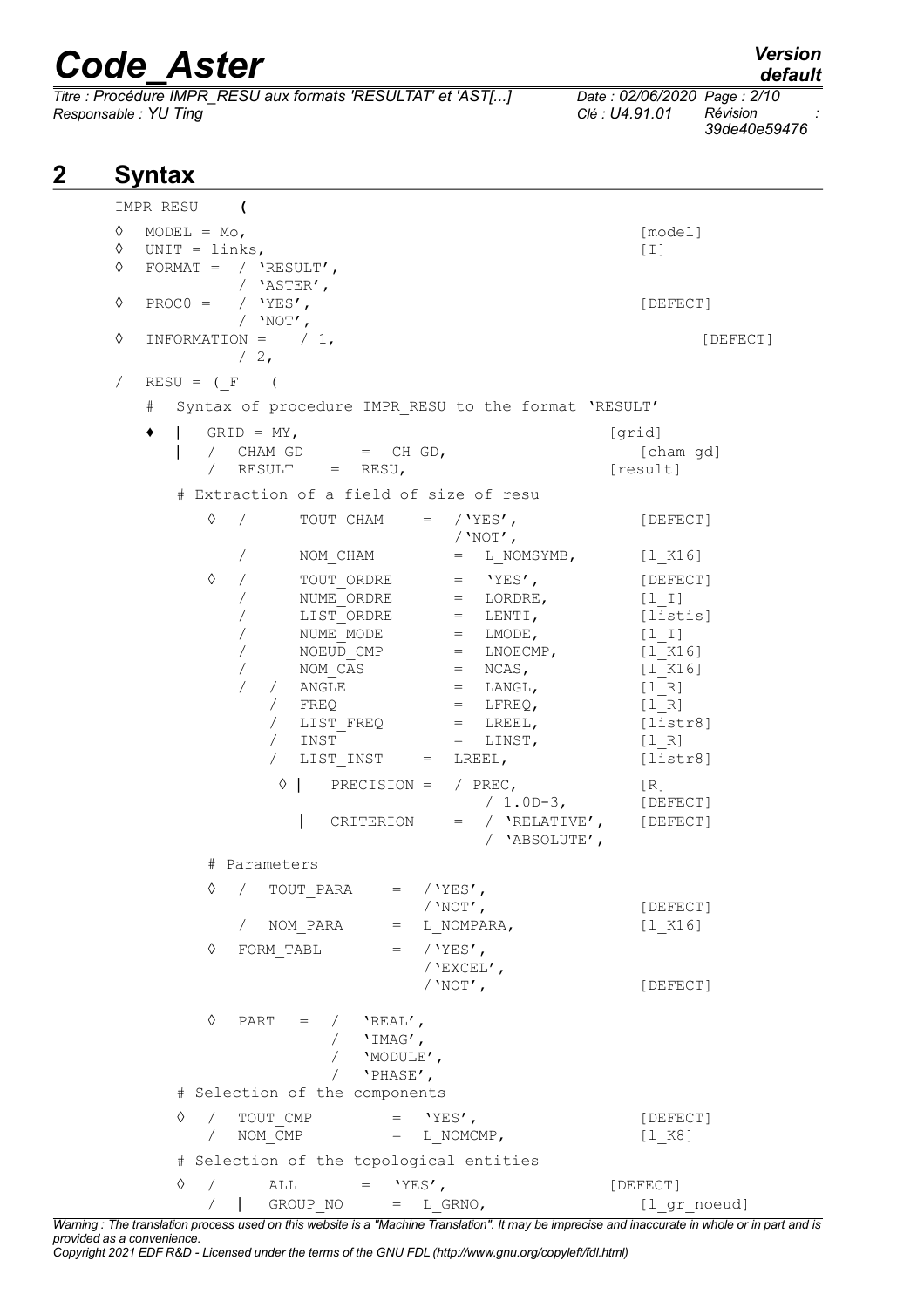# 2 Syntax

```
IMPR_RESU   (

◊  MODEL = Mo,                                              [model]
◊  UNIT = links,                                            [I]
◊  FORMAT =  / 'RESULT',
             / 'ASTER',
◊  PROC0 =   / 'YES',                                       [DEFECT]
             / 'NOT',
◊  INFORMATION =   / 1,                                         [DEFECT]
             / 2,

/  RESU = (_F   (

   #  Syntax of procedure IMPR_RESU to the format 'RESULT'

   ♦  |  GRID = MY,                                        [grid]
      |  /  CHAM_GD      =  CH_GD,                           [cham_gd]
         /  RESULT    =  RESU,                             [result]

      # Extraction of a field of size of resu

         ◊  /      TOUT_CHAM     =  /'YES',                 [DEFECT]
                                    /'NOT',
            /      NOM_CHAM        =  L_NOMSYMB,            [l_K16]

         ◊  /      TOUT_ORDRE       =  'YES',               [DEFECT]
            /      NUME_ORDRE       =  LORDRE,              [l_I]
            /      LIST_ORDRE       =  LENTI,               [listis]
            /      NUME_MODE        =  LMODE,               [l_I]
            /      NOEUD_CMP        =  LNOECMP,             [l_K16]
            /      NOM_CAS          =  NCAS,                [l_K16]
            /   /  ANGLE            =  LANGL,               [l_R]
                /  FREQ             =  LFREQ,               [l_R]
                /  LIST_FREQ        =  LREEL,               [listr8]
                /  INST             =  LINST,               [l_R]
                /  LIST_INST    =  LREEL,                   [listr8]

                 ◊ |    PRECISION =  / PREC,                [R]
                                     / 1.0D-3,              [DEFECT]
                   |    CRITERION    =  / 'RELATIVE',       [DEFECT]
                                        / 'ABSOLUTE',

         # Parameters

         ◊  /  TOUT_PARA     =  /'YES',
                                /'NOT',                     [DEFECT]
            /  NOM_PARA      =  L_NOMPARA,                  [l_K16]

         ◊  FORM_TABL        =  /'YES',
                                /'EXCEL',
                                /'NOT',                     [DEFECT]

         ◊  PART   =  /   'REAL',
                      /   'IMAG',
                      /   'MODULE',
                      /   'PHASE',
      # Selection of the components

      ◊  /  TOUT_CMP         =  'YES',                      [DEFECT]
         /  NOM_CMP          =  L_NOMCMP,                   [l_K8]

      # Selection of the topological entities

      ◊  /      ALL       =  'YES',                        [DEFECT]
         /  |   GROUP_NO      =  L_GRNO,                     [l_gr_noeud]
```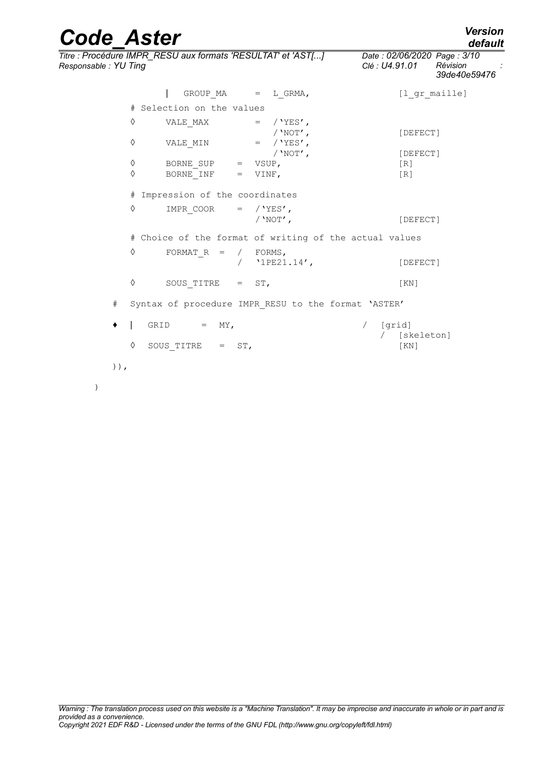```
            |   GROUP_MA      =  L_GRMA,                  [l_gr_maille]

        # Selection on the values

        ◊       VALE_MAX         =  /'YES',
                                    /'NOT',                [DEFECT]
        ◊       VALE_MIN         =  /'YES',
                                    /'NOT',                [DEFECT]
        ◊       BORNE_SUP    =  VSUP,                      [R]
        ◊       BORNE_INF    =  VINF,                      [R]

        # Impression of the coordinates

        ◊       IMPR_COOR    =  /'YES',
                                /'NOT',                    [DEFECT]

        # Choice of the format of writing of the actual values

        ◊       FORMAT_R  =  /  FORMS,
                             /  '1PE21.14',                [DEFECT]

        ◊       SOUS_TITRE   =  ST,                        [KN]

    #   Syntax of procedure IMPR_RESU to the format 'ASTER'

    ♦   |   GRID      =  MY,                           /  [grid]
                                                       /  [skeleton]
        ◊   SOUS_TITRE   =  ST,                           [KN]

    )),

)
```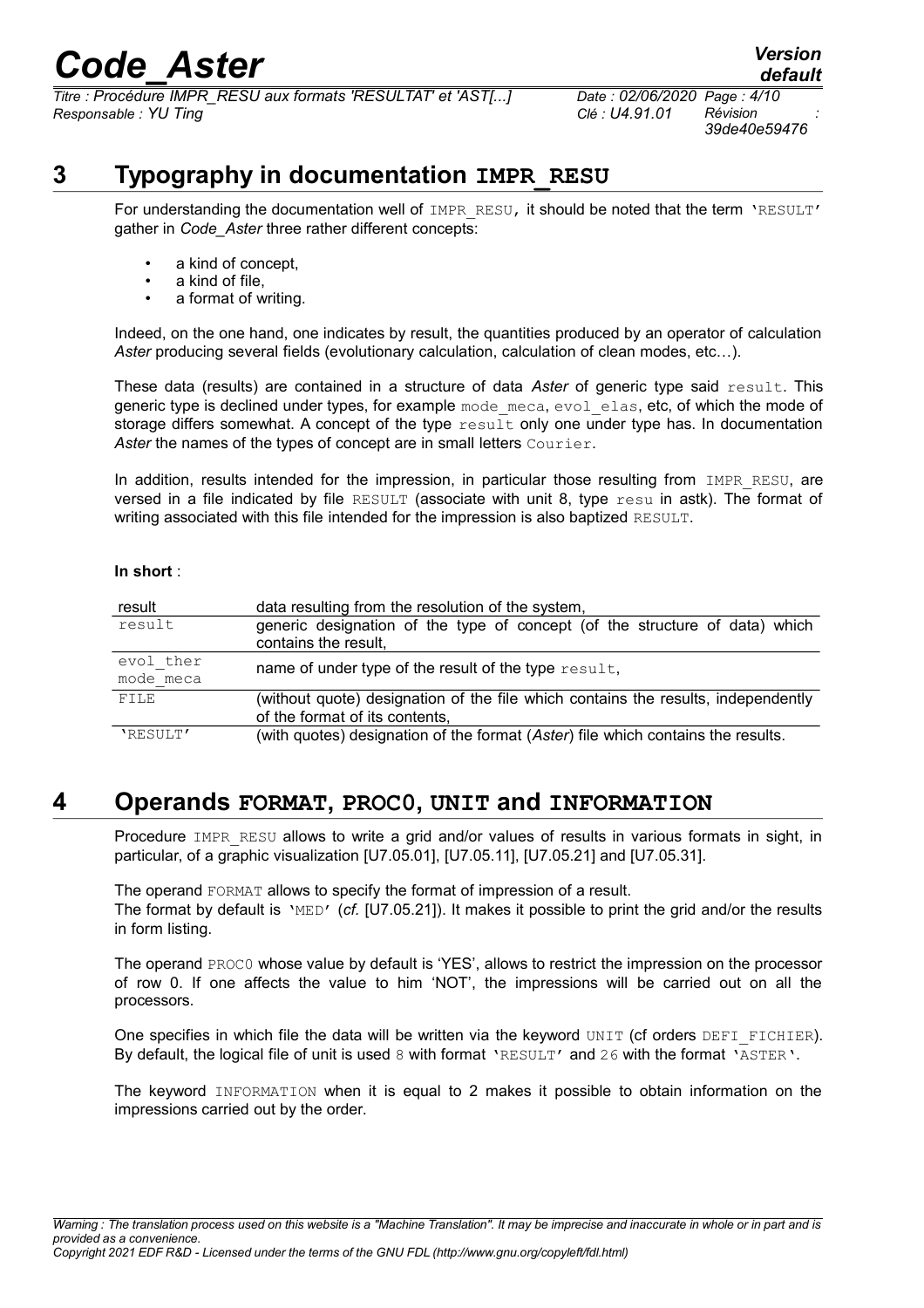# 3 Typography in documentation IMPR_RESU

For understanding the documentation well of IMPR_RESU, it should be noted that the term 'RESULT' gather in *Code_Aster* three rather different concepts:

- a kind of concept,
- a kind of file,
- a format of writing.

Indeed, on the one hand, one indicates by result, the quantities produced by an operator of calculation *Aster* producing several fields (evolutionary calculation, calculation of clean modes, etc…).

These data (results) are contained in a structure of data *Aster* of generic type said result. This generic type is declined under types, for example mode_meca, evol_elas, etc, of which the mode of storage differs somewhat. A concept of the type result only one under type has. In documentation *Aster* the names of the types of concept are in small letters Courier.

In addition, results intended for the impression, in particular those resulting from IMPR_RESU, are versed in a file indicated by file RESULT (associate with unit 8, type resu in astk). The format of writing associated with this file intended for the impression is also baptized RESULT.

**In short** :

| | |
|---|---|
| result | data resulting from the resolution of the system, |
| result | generic designation of the type of concept (of the structure of data) which contains the result, |
| evol_ther<br>mode_meca | name of under type of the result of the type result, |
| FILE | (without quote) designation of the file which contains the results, independently of the format of its contents, |
| 'RESULT' | (with quotes) designation of the format (*Aster*) file which contains the results. |

# 4 Operands FORMAT, PROC0, UNIT and INFORMATION

Procedure IMPR_RESU allows to write a grid and/or values of results in various formats in sight, in particular, of a graphic visualization [U7.05.01], [U7.05.11], [U7.05.21] and [U7.05.31].

The operand FORMAT allows to specify the format of impression of a result.
The format by default is 'MED' (*cf.* [U7.05.21]). It makes it possible to print the grid and/or the results in form listing.

The operand PROC0 whose value by default is 'YES', allows to restrict the impression on the processor of row 0. If one affects the value to him 'NOT', the impressions will be carried out on all the processors.

One specifies in which file the data will be written via the keyword UNIT (cf orders DEFI_FICHIER). By default, the logical file of unit is used 8 with format 'RESULT' and 26 with the format 'ASTER'.

The keyword INFORMATION when it is equal to 2 makes it possible to obtain information on the impressions carried out by the order.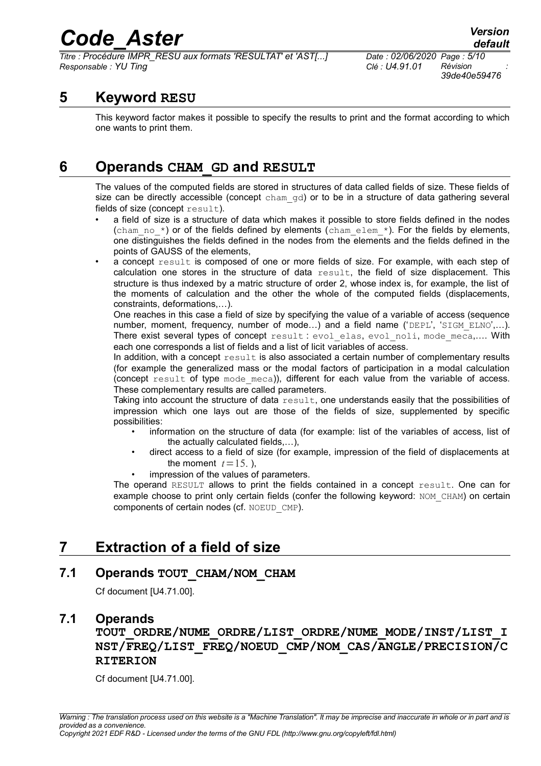# 5 Keyword RESU

This keyword factor makes it possible to specify the results to print and the format according to which one wants to print them.

# 6 Operands CHAM_GD and RESULT

The values of the computed fields are stored in structures of data called fields of size. These fields of size can be directly accessible (concept cham_gd) or to be in a structure of data gathering several fields of size (concept result).

- a field of size is a structure of data which makes it possible to store fields defined in the nodes (cham_no_*) or of the fields defined by elements (cham_elem_*). For the fields by elements, one distinguishes the fields defined in the nodes from the elements and the fields defined in the points of GAUSS of the elements,
- a concept result is composed of one or more fields of size. For example, with each step of calculation one stores in the structure of data result, the field of size displacement. This structure is thus indexed by a matric structure of order 2, whose index is, for example, the list of the moments of calculation and the other the whole of the computed fields (displacements, constraints, deformations,…).

  One reaches in this case a field of size by specifying the value of a variable of access (sequence number, moment, frequency, number of mode…) and a field name ('DEPL', 'SIGM_ELNO',…). There exist several types of concept result : evol_elas, evol_noli, mode_meca,…. With each one corresponds a list of fields and a list of licit variables of access.

  In addition, with a concept result is also associated a certain number of complementary results (for example the generalized mass or the modal factors of participation in a modal calculation (concept result of type mode_meca)), different for each value from the variable of access. These complementary results are called parameters.

  Taking into account the structure of data result, one understands easily that the possibilities of impression which one lays out are those of the fields of size, supplemented by specific possibilities:

  - information on the structure of data (for example: list of the variables of access, list of the actually calculated fields,…),
  - direct access to a field of size (for example, impression of the field of displacements at the moment $t=15.$ ),
  - impression of the values of parameters.

  The operand RESULT allows to print the fields contained in a concept result. One can for example choose to print only certain fields (confer the following keyword: NOM_CHAM) on certain components of certain nodes (cf. NOEUD_CMP).

# 7 Extraction of a field of size

## 7.1 Operands TOUT_CHAM/NOM_CHAM

Cf document [U4.71.00].

## 7.1 Operands TOUT_ORDRE/NUME_ORDRE/LIST_ORDRE/NUME_MODE/INST/LIST_INST/FREQ/LIST_FREQ/NOEUD_CMP/NOM_CAS/ANGLE/PRECISION/CRITERION

Cf document [U4.71.00].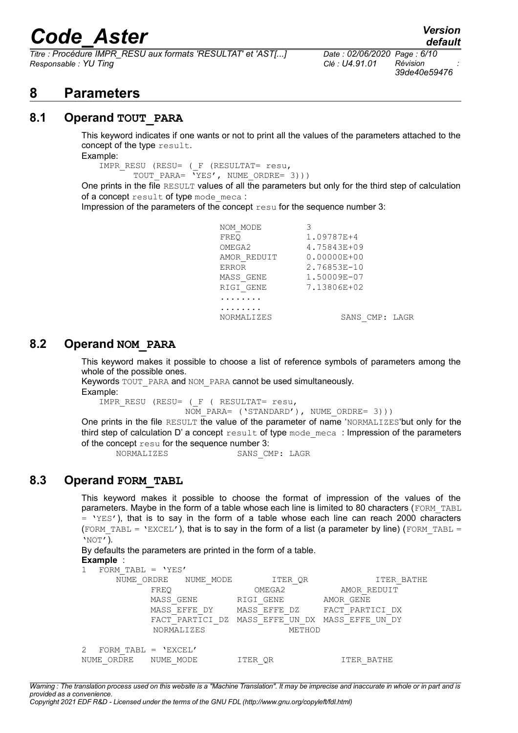# 8 Parameters

## 8.1 Operand TOUT_PARA

This keyword indicates if one wants or not to print all the values of the parameters attached to the concept of the type `result`.

Example:

```
IMPR_RESU (RESU= (_F (RESULTAT= resu,
        TOUT_PARA= 'YES', NUME_ORDRE= 3)))
```

One prints in the file `RESULT` values of all the parameters but only for the third step of calculation of a concept `result` of type `mode_meca` :

Impression of the parameters of the concept `resu` for the sequence number 3:

```
NOM_MODE         3
FREQ             1.09787E+4
OMEGA2           4.75843E+09
AMOR_REDUIT      0.00000E+00
ERROR            2.76853E-10
MASS_GENE        1.50009E-07
RIGI_GENE        7.13806E+02
........
........
NORMALIZES                SANS_CMP: LAGR
```

## 8.2 Operand NOM_PARA

This keyword makes it possible to choose a list of reference symbols of parameters among the whole of the possible ones.

Keywords `TOUT_PARA` and `NOM_PARA` cannot be used simultaneously.

Example:

```
IMPR_RESU (RESU= (_F ( RESULTAT= resu,
                 NOM_PARA= ('STANDARD'), NUME_ORDRE= 3)))
```

One prints in the file `RESULT` the value of the parameter of name '`NORMALIZES`'but only for the third step of calculation D' a concept `result` of type `mode_meca` : Impression of the parameters of the concept `resu` for the sequence number 3:

```
NORMALIZES              SANS_CMP: LAGR
```

## 8.3 Operand FORM_TABL

This keyword makes it possible to choose the format of impression of the values of the parameters. Maybe in the form of a table whose each line is limited to 80 characters (`FORM_TABL = 'YES'`), that is to say in the form of a table whose each line can reach 2000 characters (`FORM_TABL = 'EXCEL'`), that is to say in the form of a list (a parameter by line) (`FORM_TABL = 'NOT'`).

By defaults the parameters are printed in the form of a table.

**Example** :

```
1  FORM_TABL = 'YES'
     NUME_ORDRE   NUME_MODE        ITER_QR              ITER_BATHE
            FREQ                 OMEGA2            AMOR_REDUIT
            MASS_GENE          RIGI_GENE         AMOR_GENE
            MASS_EFFE_DY       MASS_EFFE_DZ      FACT_PARTICI_DX
            FACT_PARTICI_DZ  MASS_EFFE_UN_DX  MASS_EFFE_UN_DY
            NORMALIZES                   METHOD

2  FORM_TABL = 'EXCEL'
NUME_ORDRE    NUME_MODE        ITER_QR              ITER_BATHE
```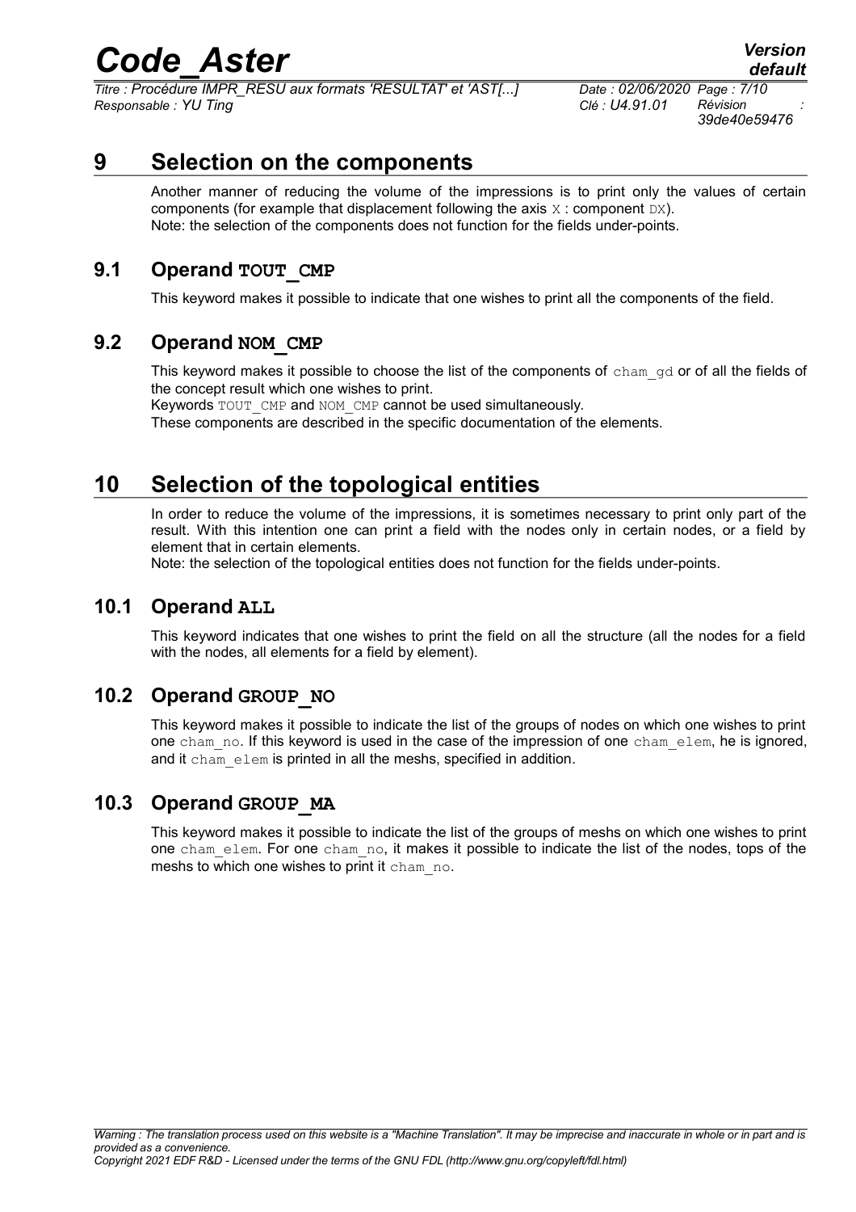# 9 Selection on the components

Another manner of reducing the volume of the impressions is to print only the values of certain components (for example that displacement following the axis `X` : component `DX`).
Note: the selection of the components does not function for the fields under-points.

## 9.1 Operand **TOUT_CMP**

This keyword makes it possible to indicate that one wishes to print all the components of the field.

## 9.2 Operand **NOM_CMP**

This keyword makes it possible to choose the list of the components of `cham_gd` or of all the fields of the concept result which one wishes to print.
Keywords `TOUT_CMP` and `NOM_CMP` cannot be used simultaneously.
These components are described in the specific documentation of the elements.

# 10 Selection of the topological entities

In order to reduce the volume of the impressions, it is sometimes necessary to print only part of the result. With this intention one can print a field with the nodes only in certain nodes, or a field by element that in certain elements.
Note: the selection of the topological entities does not function for the fields under-points.

## 10.1 Operand **ALL**

This keyword indicates that one wishes to print the field on all the structure (all the nodes for a field with the nodes, all elements for a field by element).

## 10.2 Operand **GROUP_NO**

This keyword makes it possible to indicate the list of the groups of nodes on which one wishes to print one `cham_no`. If this keyword is used in the case of the impression of one `cham_elem`, he is ignored, and it `cham_elem` is printed in all the meshs, specified in addition.

## 10.3 Operand **GROUP_MA**

This keyword makes it possible to indicate the list of the groups of meshs on which one wishes to print one `cham_elem`. For one `cham_no`, it makes it possible to indicate the list of the nodes, tops of the meshs to which one wishes to print it `cham_no`.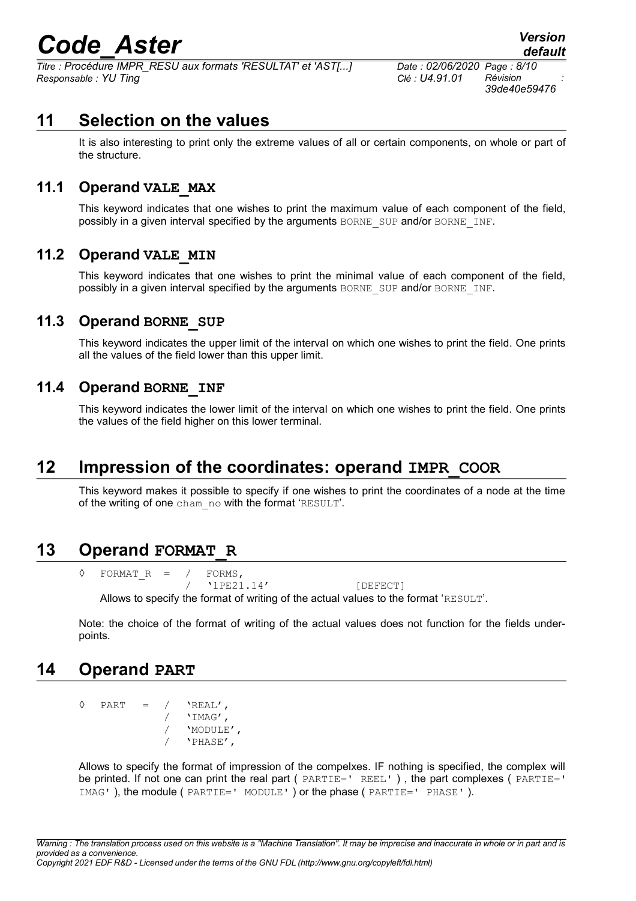## 11 Selection on the values

It is also interesting to print only the extreme values of all or certain components, on whole or part of the structure.

### 11.1 Operand VALE_MAX

This keyword indicates that one wishes to print the maximum value of each component of the field, possibly in a given interval specified by the arguments BORNE_SUP and/or BORNE_INF.

### 11.2 Operand VALE_MIN

This keyword indicates that one wishes to print the minimal value of each component of the field, possibly in a given interval specified by the arguments BORNE_SUP and/or BORNE_INF.

### 11.3 Operand BORNE_SUP

This keyword indicates the upper limit of the interval on which one wishes to print the field. One prints all the values of the field lower than this upper limit.

### 11.4 Operand BORNE_INF

This keyword indicates the lower limit of the interval on which one wishes to print the field. One prints the values of the field higher on this lower terminal.

## 12 Impression of the coordinates: operand IMPR_COOR

This keyword makes it possible to specify if one wishes to print the coordinates of a node at the time of the writing of one cham_no with the format 'RESULT'.

## 13 Operand FORMAT_R

```
◊  FORMAT_R  =  /  FORMS,
                /  '1PE21.14'          [DEFECT]
```

Allows to specify the format of writing of the actual values to the format 'RESULT'.

Note: the choice of the format of writing of the actual values does not function for the fields under-points.

## 14 Operand PART

```
◊  PART   =  /  'REAL',
             /  'IMAG',
             /  'MODULE',
             /  'PHASE',
```

Allows to specify the format of impression of the compelxes. IF nothing is specified, the complex will be printed. If not one can print the real part ( PARTIE=' REEL' ) , the part complexes ( PARTIE=' IMAG' ), the module ( PARTIE=' MODULE' ) or the phase ( PARTIE=' PHASE' ).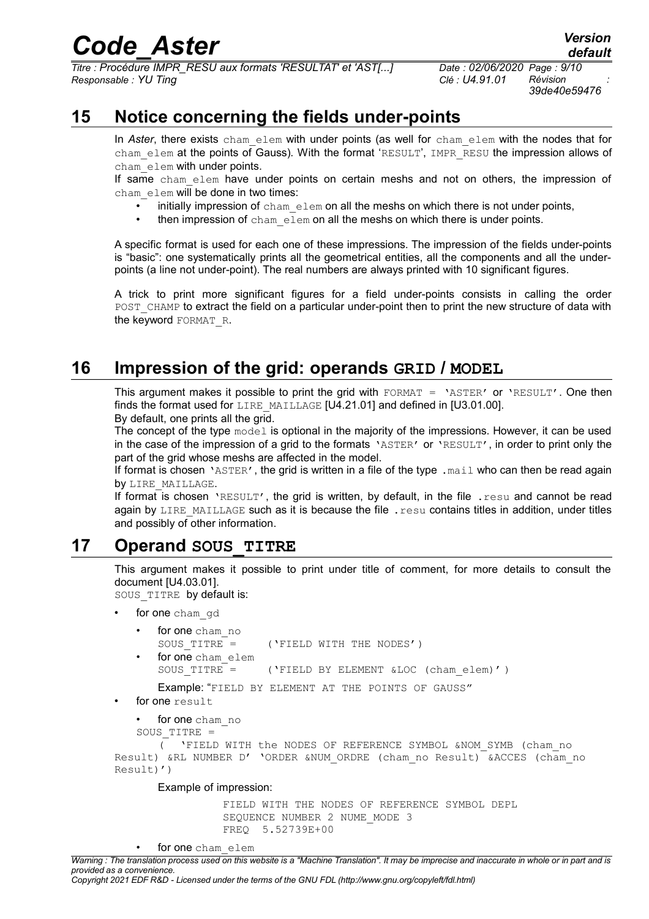## 15 Notice concerning the fields under-points

In *Aster*, there exists cham_elem with under points (as well for cham_elem with the nodes that for cham_elem at the points of Gauss). With the format 'RESULT', IMPR_RESU the impression allows of cham_elem with under points.

If same cham_elem have under points on certain meshs and not on others, the impression of cham_elem will be done in two times:

- initially impression of cham_elem on all the meshs on which there is not under points,
- then impression of cham_elem on all the meshs on which there is under points.

A specific format is used for each one of these impressions. The impression of the fields under-points is "basic": one systematically prints all the geometrical entities, all the components and all the under-points (a line not under-point). The real numbers are always printed with 10 significant figures.

A trick to print more significant figures for a field under-points consists in calling the order POST_CHAMP to extract the field on a particular under-point then to print the new structure of data with the keyword FORMAT_R.

## 16 Impression of the grid: operands GRID / MODEL

This argument makes it possible to print the grid with FORMAT = 'ASTER' or 'RESULT'. One then finds the format used for LIRE_MAILLAGE [U4.21.01] and defined in [U3.01.00].

By default, one prints all the grid.

The concept of the type model is optional in the majority of the impressions. However, it can be used in the case of the impression of a grid to the formats 'ASTER' or 'RESULT', in order to print only the part of the grid whose meshs are affected in the model.

If format is chosen 'ASTER', the grid is written in a file of the type .mail who can then be read again by LIRE_MAILLAGE.

If format is chosen 'RESULT', the grid is written, by default, in the file .resu and cannot be read again by LIRE_MAILLAGE such as it is because the file .resu contains titles in addition, under titles and possibly of other information.

## 17 Operand SOUS_TITRE

This argument makes it possible to print under title of comment, for more details to consult the document [U4.03.01].

SOUS_TITRE by default is:

- for one cham_gd
  - for one cham_no
    ```
    SOUS_TITRE =     ('FIELD WITH THE NODES')
    ```
  - for one cham_elem
    ```
    SOUS_TITRE =     ('FIELD BY ELEMENT &LOC (cham_elem)' )
    ```

    Example: "FIELD BY ELEMENT AT THE POINTS OF GAUSS"
- for one result
  - for one cham_no

```
SOUS_TITRE =
    ( 'FIELD WITH the NODES OF REFERENCE SYMBOL &NOM_SYMB (cham_no
Result) &RL NUMBER D' 'ORDER &NUM_ORDRE (cham_no Result) &ACCES (cham_no
Result)')
```

Example of impression:

```
FIELD WITH THE NODES OF REFERENCE SYMBOL DEPL
SEQUENCE NUMBER 2 NUME_MODE 3
FREQ  5.52739E+00
```

- for one cham_elem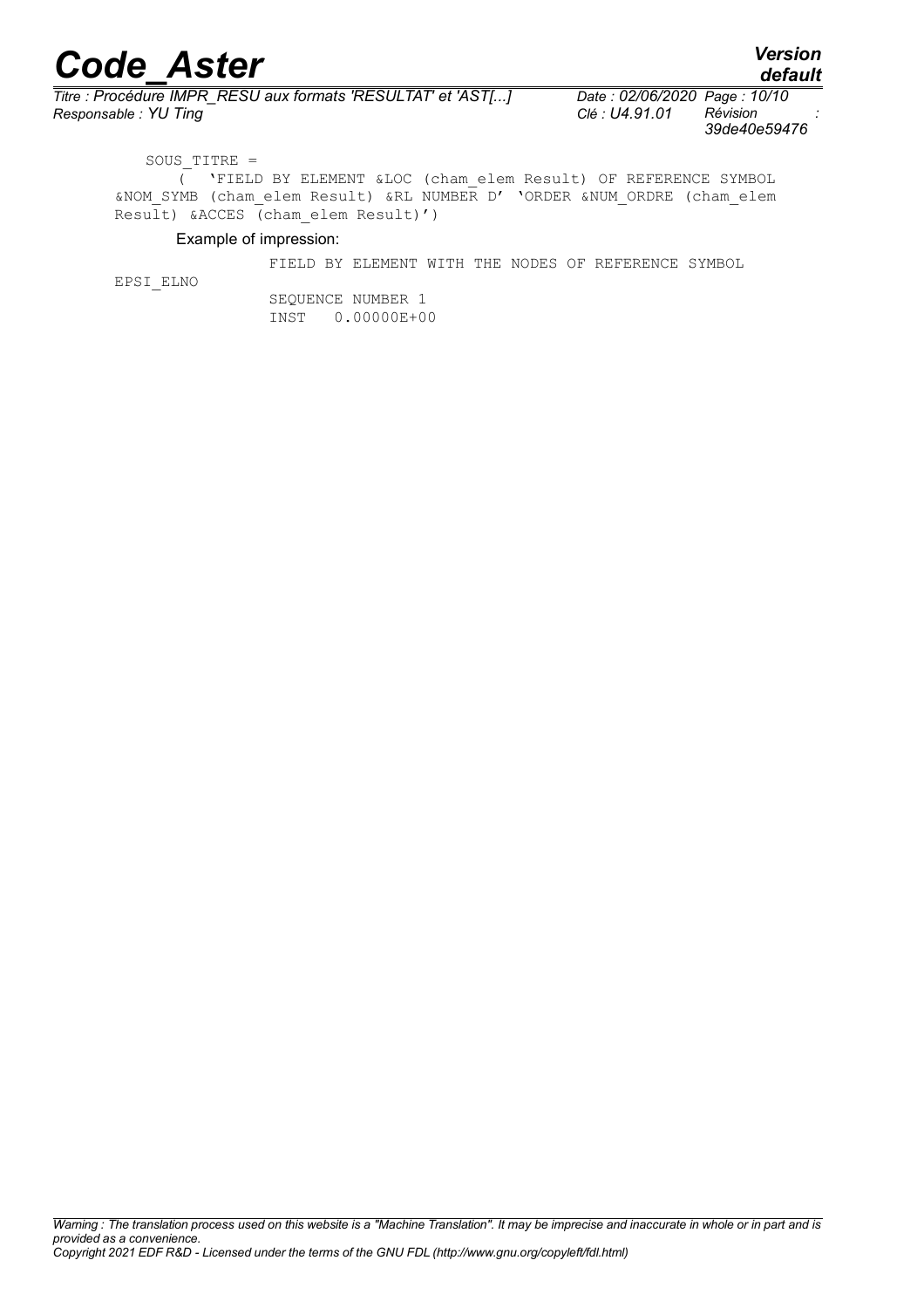```
SOUS_TITRE =
    ( 'FIELD BY ELEMENT &LOC (cham_elem Result) OF REFERENCE SYMBOL
&NOM_SYMB (cham_elem Result) &RL NUMBER D' 'ORDER &NUM_ORDRE (cham_elem
Result) &ACCES (cham_elem Result)')
```

Example of impression:

```
              FIELD BY ELEMENT WITH THE NODES OF REFERENCE SYMBOL
EPSI_ELNO
              SEQUENCE NUMBER 1
              INST   0.00000E+00
```